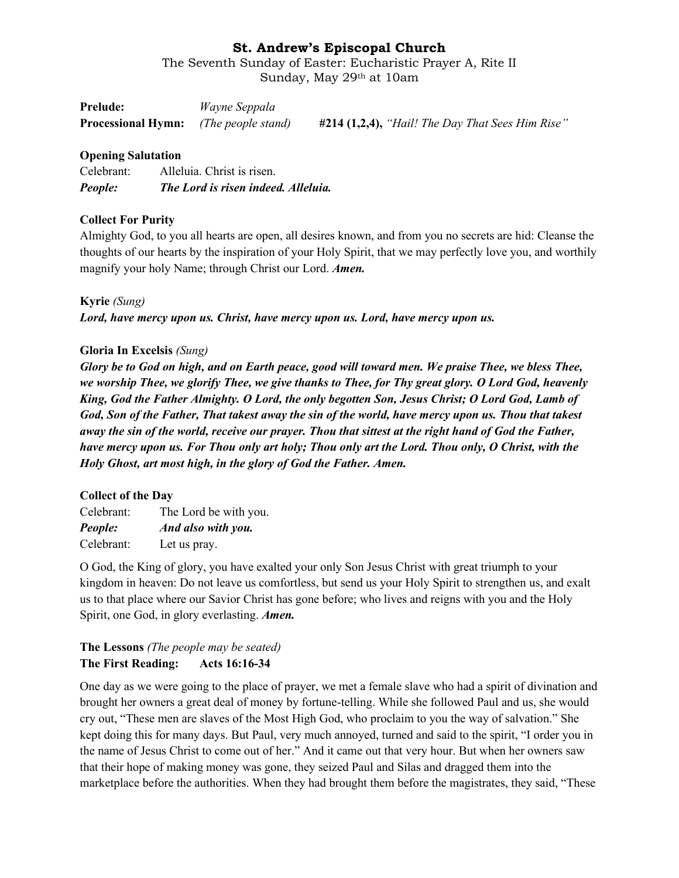# St. Andrew's Episcopal Church

The Seventh Sunday of Easter: Eucharistic Prayer A, Rite II
Sunday, May 29th at 10am

**Prelude:** *Wayne Seppala*
**Processional Hymn:** *(The people stand)* **#214 (1,2,4),** *"Hail! The Day That Sees Him Rise"*

**Opening Salutation**

Celebrant: Alleluia. Christ is risen.
***People: The Lord is risen indeed. Alleluia.***

**Collect For Purity**

Almighty God, to you all hearts are open, all desires known, and from you no secrets are hid: Cleanse the thoughts of our hearts by the inspiration of your Holy Spirit, that we may perfectly love you, and worthily magnify your holy Name; through Christ our Lord. ***Amen.***

**Kyrie** *(Sung)*

***Lord, have mercy upon us. Christ, have mercy upon us. Lord, have mercy upon us.***

**Gloria In Excelsis** *(Sung)*

***Glory be to God on high, and on Earth peace, good will toward men. We praise Thee, we bless Thee, we worship Thee, we glorify Thee, we give thanks to Thee, for Thy great glory. O Lord God, heavenly King, God the Father Almighty. O Lord, the only begotten Son, Jesus Christ; O Lord God, Lamb of God, Son of the Father, That takest away the sin of the world, have mercy upon us. Thou that takest away the sin of the world, receive our prayer. Thou that sittest at the right hand of God the Father, have mercy upon us. For Thou only art holy; Thou only art the Lord. Thou only, O Christ, with the Holy Ghost, art most high, in the glory of God the Father. Amen.***

**Collect of the Day**

Celebrant: The Lord be with you.
***People: And also with you.***
Celebrant: Let us pray.

O God, the King of glory, you have exalted your only Son Jesus Christ with great triumph to your kingdom in heaven: Do not leave us comfortless, but send us your Holy Spirit to strengthen us, and exalt us to that place where our Savior Christ has gone before; who lives and reigns with you and the Holy Spirit, one God, in glory everlasting. ***Amen.***

**The Lessons** *(The people may be seated)*
**The First Reading: Acts 16:16-34**

One day as we were going to the place of prayer, we met a female slave who had a spirit of divination and brought her owners a great deal of money by fortune-telling. While she followed Paul and us, she would cry out, "These men are slaves of the Most High God, who proclaim to you the way of salvation." She kept doing this for many days. But Paul, very much annoyed, turned and said to the spirit, "I order you in the name of Jesus Christ to come out of her." And it came out that very hour. But when her owners saw that their hope of making money was gone, they seized Paul and Silas and dragged them into the marketplace before the authorities. When they had brought them before the magistrates, they said, "These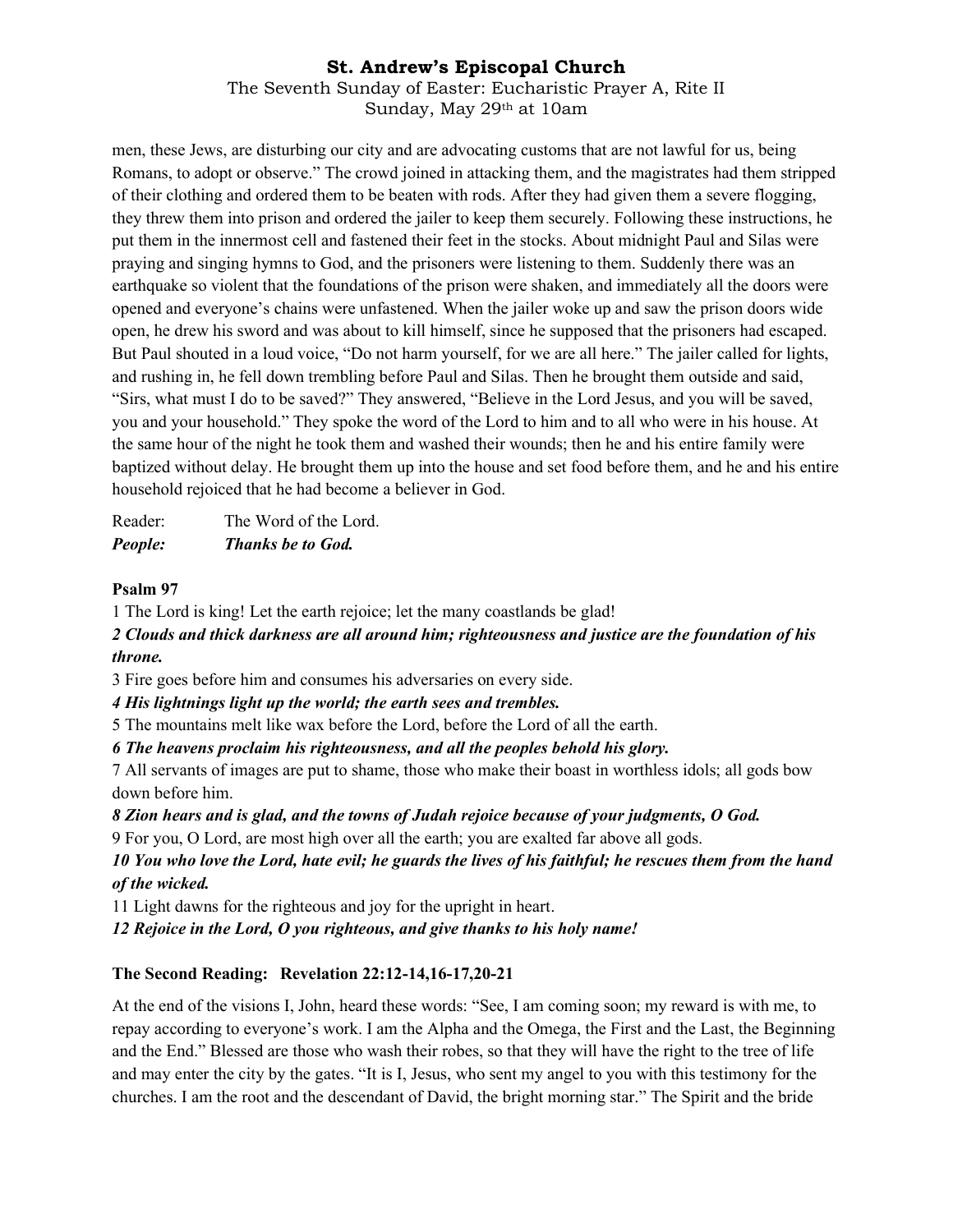men, these Jews, are disturbing our city and are advocating customs that are not lawful for us, being Romans, to adopt or observe." The crowd joined in attacking them, and the magistrates had them stripped of their clothing and ordered them to be beaten with rods. After they had given them a severe flogging, they threw them into prison and ordered the jailer to keep them securely. Following these instructions, he put them in the innermost cell and fastened their feet in the stocks. About midnight Paul and Silas were praying and singing hymns to God, and the prisoners were listening to them. Suddenly there was an earthquake so violent that the foundations of the prison were shaken, and immediately all the doors were opened and everyone's chains were unfastened. When the jailer woke up and saw the prison doors wide open, he drew his sword and was about to kill himself, since he supposed that the prisoners had escaped. But Paul shouted in a loud voice, "Do not harm yourself, for we are all here." The jailer called for lights, and rushing in, he fell down trembling before Paul and Silas. Then he brought them outside and said, "Sirs, what must I do to be saved?" They answered, "Believe in the Lord Jesus, and you will be saved, you and your household." They spoke the word of the Lord to him and to all who were in his house. At the same hour of the night he took them and washed their wounds; then he and his entire family were baptized without delay. He brought them up into the house and set food before them, and he and his entire household rejoiced that he had become a believer in God.

Reader: The Word of the Lord.
***People: Thanks be to God.***

**Psalm 97**

1 The Lord is king! Let the earth rejoice; let the many coastlands be glad!

***2 Clouds and thick darkness are all around him; righteousness and justice are the foundation of his throne.***

3 Fire goes before him and consumes his adversaries on every side.

***4 His lightnings light up the world; the earth sees and trembles.***

5 The mountains melt like wax before the Lord, before the Lord of all the earth.

***6 The heavens proclaim his righteousness, and all the peoples behold his glory.***

7 All servants of images are put to shame, those who make their boast in worthless idols; all gods bow down before him.

***8 Zion hears and is glad, and the towns of Judah rejoice because of your judgments, O God.***

9 For you, O Lord, are most high over all the earth; you are exalted far above all gods.

***10 You who love the Lord, hate evil; he guards the lives of his faithful; he rescues them from the hand of the wicked.***

11 Light dawns for the righteous and joy for the upright in heart.

***12 Rejoice in the Lord, O you righteous, and give thanks to his holy name!***

**The Second Reading: Revelation 22:12-14,16-17,20-21**

At the end of the visions I, John, heard these words: "See, I am coming soon; my reward is with me, to repay according to everyone's work. I am the Alpha and the Omega, the First and the Last, the Beginning and the End." Blessed are those who wash their robes, so that they will have the right to the tree of life and may enter the city by the gates. "It is I, Jesus, who sent my angel to you with this testimony for the churches. I am the root and the descendant of David, the bright morning star." The Spirit and the bride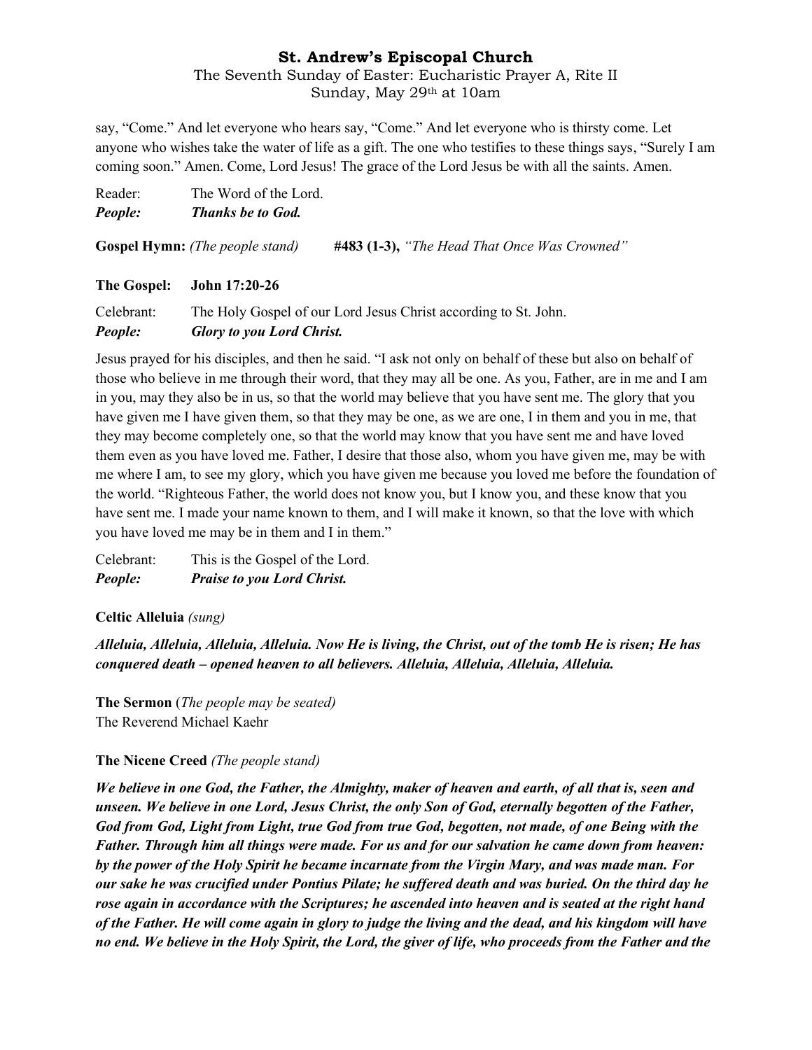say, "Come." And let everyone who hears say, "Come." And let everyone who is thirsty come. Let anyone who wishes take the water of life as a gift. The one who testifies to these things says, "Surely I am coming soon." Amen. Come, Lord Jesus! The grace of the Lord Jesus be with all the saints. Amen.

Reader: The Word of the Lord.
***People:*** ***Thanks be to God.***

**Gospel Hymn:** *(The people stand)* **#483 (1-3),** *"The Head That Once Was Crowned"*

**The Gospel: John 17:20-26**

Celebrant: The Holy Gospel of our Lord Jesus Christ according to St. John.
***People:*** ***Glory to you Lord Christ.***

Jesus prayed for his disciples, and then he said. "I ask not only on behalf of these but also on behalf of those who believe in me through their word, that they may all be one. As you, Father, are in me and I am in you, may they also be in us, so that the world may believe that you have sent me. The glory that you have given me I have given them, so that they may be one, as we are one, I in them and you in me, that they may become completely one, so that the world may know that you have sent me and have loved them even as you have loved me. Father, I desire that those also, whom you have given me, may be with me where I am, to see my glory, which you have given me because you loved me before the foundation of the world. "Righteous Father, the world does not know you, but I know you, and these know that you have sent me. I made your name known to them, and I will make it known, so that the love with which you have loved me may be in them and I in them."

Celebrant: This is the Gospel of the Lord.
***People:*** ***Praise to you Lord Christ.***

**Celtic Alleluia** *(sung)*

***Alleluia, Alleluia, Alleluia, Alleluia. Now He is living, the Christ, out of the tomb He is risen; He has conquered death – opened heaven to all believers. Alleluia, Alleluia, Alleluia, Alleluia.***

**The Sermon** (*The people may be seated*)
The Reverend Michael Kaehr

**The Nicene Creed** *(The people stand)*

***We believe in one God, the Father, the Almighty, maker of heaven and earth, of all that is, seen and unseen. We believe in one Lord, Jesus Christ, the only Son of God, eternally begotten of the Father, God from God, Light from Light, true God from true God, begotten, not made, of one Being with the Father. Through him all things were made. For us and for our salvation he came down from heaven: by the power of the Holy Spirit he became incarnate from the Virgin Mary, and was made man. For our sake he was crucified under Pontius Pilate; he suffered death and was buried. On the third day he rose again in accordance with the Scriptures; he ascended into heaven and is seated at the right hand of the Father. He will come again in glory to judge the living and the dead, and his kingdom will have no end. We believe in the Holy Spirit, the Lord, the giver of life, who proceeds from the Father and the***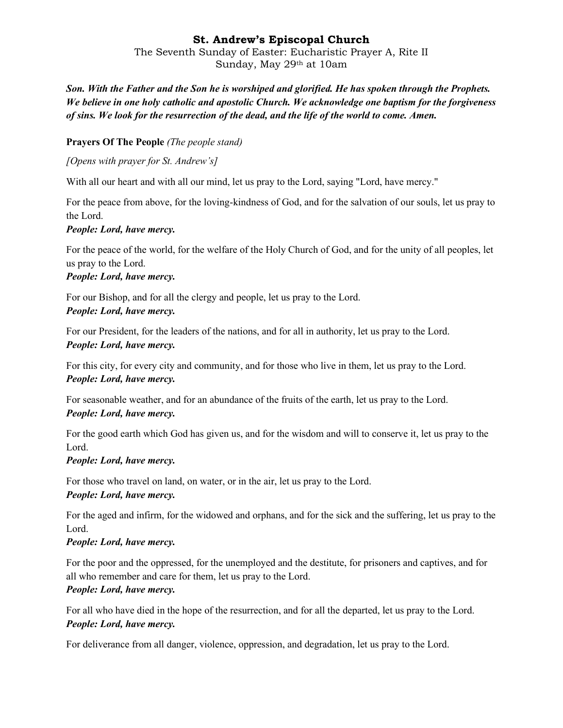**Son. With the Father and the Son he is worshiped and glorified. He has spoken through the Prophets. We believe in one holy catholic and apostolic Church. We acknowledge one baptism for the forgiveness of sins. We look for the resurrection of the dead, and the life of the world to come. Amen.**

**Prayers Of The People** *(The people stand)*

*[Opens with prayer for St. Andrew's]*

With all our heart and with all our mind, let us pray to the Lord, saying "Lord, have mercy."

For the peace from above, for the loving-kindness of God, and for the salvation of our souls, let us pray to the Lord.
***People: Lord, have mercy.***

For the peace of the world, for the welfare of the Holy Church of God, and for the unity of all peoples, let us pray to the Lord.
***People: Lord, have mercy.***

For our Bishop, and for all the clergy and people, let us pray to the Lord.
***People: Lord, have mercy.***

For our President, for the leaders of the nations, and for all in authority, let us pray to the Lord.
***People: Lord, have mercy.***

For this city, for every city and community, and for those who live in them, let us pray to the Lord.
***People: Lord, have mercy.***

For seasonable weather, and for an abundance of the fruits of the earth, let us pray to the Lord.
***People: Lord, have mercy.***

For the good earth which God has given us, and for the wisdom and will to conserve it, let us pray to the Lord.
***People: Lord, have mercy.***

For those who travel on land, on water, or in the air, let us pray to the Lord.
***People: Lord, have mercy.***

For the aged and infirm, for the widowed and orphans, and for the sick and the suffering, let us pray to the Lord.
***People: Lord, have mercy.***

For the poor and the oppressed, for the unemployed and the destitute, for prisoners and captives, and for all who remember and care for them, let us pray to the Lord.
***People: Lord, have mercy.***

For all who have died in the hope of the resurrection, and for all the departed, let us pray to the Lord.
***People: Lord, have mercy.***

For deliverance from all danger, violence, oppression, and degradation, let us pray to the Lord.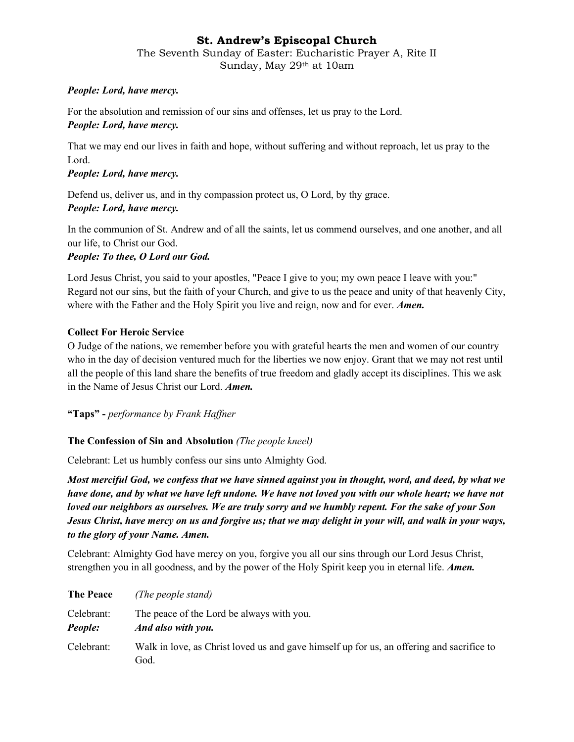*People: Lord, have mercy.*

For the absolution and remission of our sins and offenses, let us pray to the Lord.
***People: Lord, have mercy.***

That we may end our lives in faith and hope, without suffering and without reproach, let us pray to the Lord.
***People: Lord, have mercy.***

Defend us, deliver us, and in thy compassion protect us, O Lord, by thy grace.
***People: Lord, have mercy.***

In the communion of St. Andrew and of all the saints, let us commend ourselves, and one another, and all our life, to Christ our God.
***People: To thee, O Lord our God.***

Lord Jesus Christ, you said to your apostles, "Peace I give to you; my own peace I leave with you:" Regard not our sins, but the faith of your Church, and give to us the peace and unity of that heavenly City, where with the Father and the Holy Spirit you live and reign, now and for ever. ***Amen.***

**Collect For Heroic Service**

O Judge of the nations, we remember before you with grateful hearts the men and women of our country who in the day of decision ventured much for the liberties we now enjoy. Grant that we may not rest until all the people of this land share the benefits of true freedom and gladly accept its disciplines. This we ask in the Name of Jesus Christ our Lord. ***Amen.***

**"Taps" -** *performance by Frank Haffner*

**The Confession of Sin and Absolution** *(The people kneel)*

Celebrant: Let us humbly confess our sins unto Almighty God.

***Most merciful God, we confess that we have sinned against you in thought, word, and deed, by what we have done, and by what we have left undone. We have not loved you with our whole heart; we have not loved our neighbors as ourselves. We are truly sorry and we humbly repent. For the sake of your Son Jesus Christ, have mercy on us and forgive us; that we may delight in your will, and walk in your ways, to the glory of your Name. Amen.***

Celebrant: Almighty God have mercy on you, forgive you all our sins through our Lord Jesus Christ, strengthen you in all goodness, and by the power of the Holy Spirit keep you in eternal life. ***Amen.***

**The Peace** *(The people stand)*

Celebrant: The peace of the Lord be always with you.
***People: And also with you.***

Celebrant: Walk in love, as Christ loved us and gave himself up for us, an offering and sacrifice to God.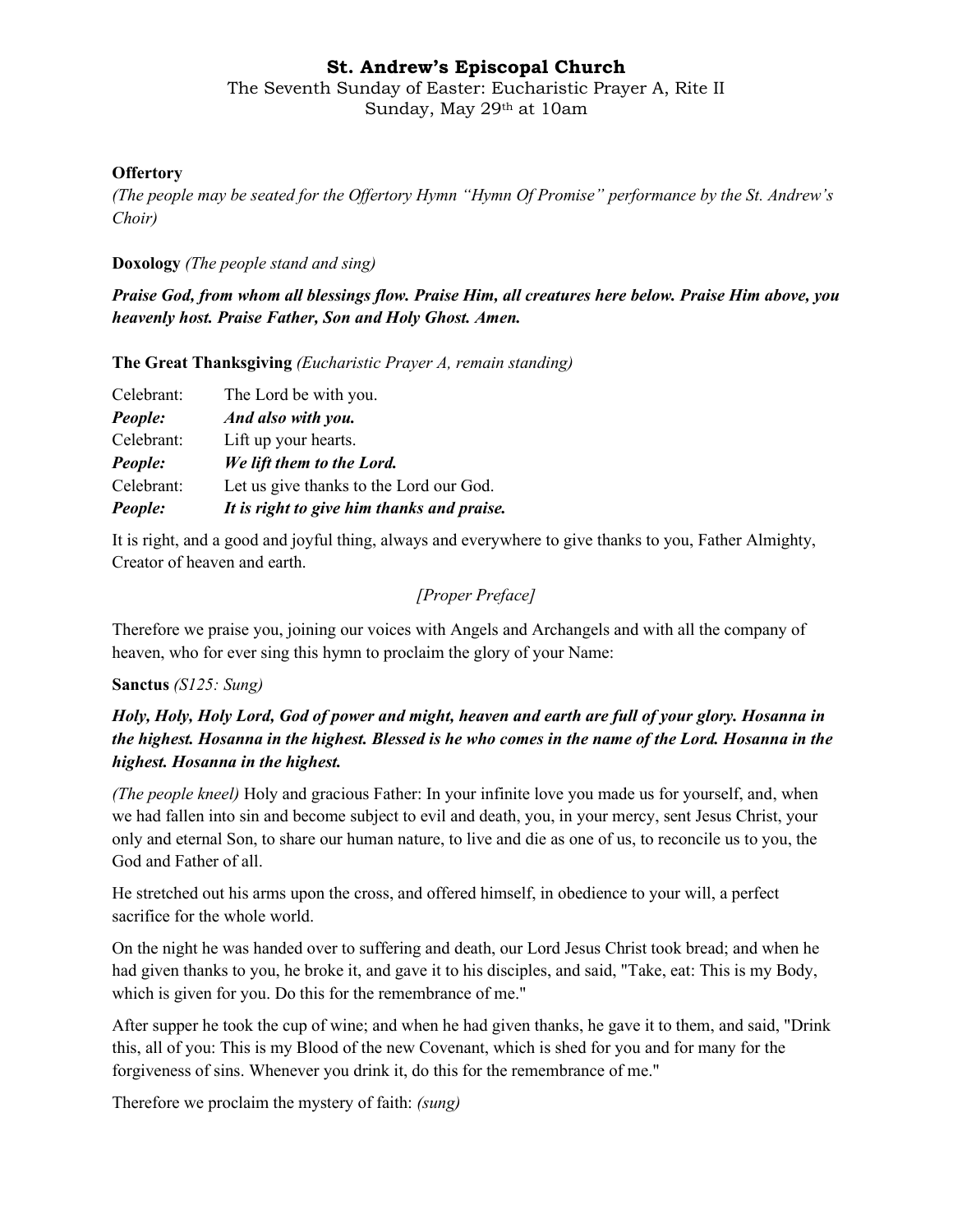# St. Andrew's Episcopal Church

The Seventh Sunday of Easter: Eucharistic Prayer A, Rite II
Sunday, May 29th at 10am

**Offertory**
*(The people may be seated for the Offertory Hymn "Hymn Of Promise" performance by the St. Andrew's Choir)*

**Doxology** *(The people stand and sing)*

***Praise God, from whom all blessings flow. Praise Him, all creatures here below. Praise Him above, you heavenly host. Praise Father, Son and Holy Ghost. Amen.***

**The Great Thanksgiving** *(Eucharistic Prayer A, remain standing)*

Celebrant: The Lord be with you.
***People: And also with you.***
Celebrant: Lift up your hearts.
***People: We lift them to the Lord.***
Celebrant: Let us give thanks to the Lord our God.
***People: It is right to give him thanks and praise.***

It is right, and a good and joyful thing, always and everywhere to give thanks to you, Father Almighty, Creator of heaven and earth.

*[Proper Preface]*

Therefore we praise you, joining our voices with Angels and Archangels and with all the company of heaven, who for ever sing this hymn to proclaim the glory of your Name:

**Sanctus** *(S125: Sung)*

***Holy, Holy, Holy Lord, God of power and might, heaven and earth are full of your glory. Hosanna in the highest. Hosanna in the highest. Blessed is he who comes in the name of the Lord. Hosanna in the highest. Hosanna in the highest.***

*(The people kneel)* Holy and gracious Father: In your infinite love you made us for yourself, and, when we had fallen into sin and become subject to evil and death, you, in your mercy, sent Jesus Christ, your only and eternal Son, to share our human nature, to live and die as one of us, to reconcile us to you, the God and Father of all.

He stretched out his arms upon the cross, and offered himself, in obedience to your will, a perfect sacrifice for the whole world.

On the night he was handed over to suffering and death, our Lord Jesus Christ took bread; and when he had given thanks to you, he broke it, and gave it to his disciples, and said, "Take, eat: This is my Body, which is given for you. Do this for the remembrance of me."

After supper he took the cup of wine; and when he had given thanks, he gave it to them, and said, "Drink this, all of you: This is my Blood of the new Covenant, which is shed for you and for many for the forgiveness of sins. Whenever you drink it, do this for the remembrance of me."

Therefore we proclaim the mystery of faith: *(sung)*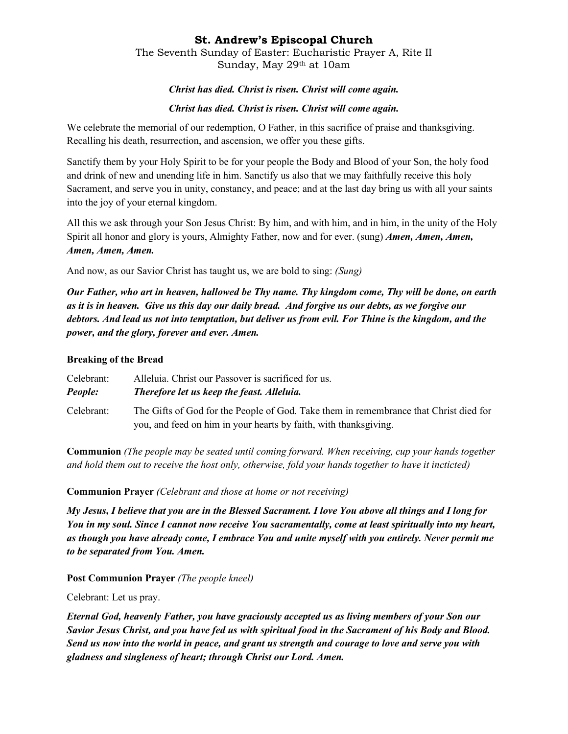**St. Andrew's Episcopal Church**

The Seventh Sunday of Easter: Eucharistic Prayer A, Rite II
Sunday, May 29th at 10am

***Christ has died. Christ is risen. Christ will come again.***

***Christ has died. Christ is risen. Christ will come again.***

We celebrate the memorial of our redemption, O Father, in this sacrifice of praise and thanksgiving. Recalling his death, resurrection, and ascension, we offer you these gifts.

Sanctify them by your Holy Spirit to be for your people the Body and Blood of your Son, the holy food and drink of new and unending life in him. Sanctify us also that we may faithfully receive this holy Sacrament, and serve you in unity, constancy, and peace; and at the last day bring us with all your saints into the joy of your eternal kingdom.

All this we ask through your Son Jesus Christ: By him, and with him, and in him, in the unity of the Holy Spirit all honor and glory is yours, Almighty Father, now and for ever. (sung) ***Amen, Amen, Amen, Amen, Amen, Amen.***

And now, as our Savior Christ has taught us, we are bold to sing: *(Sung)*

***Our Father, who art in heaven, hallowed be Thy name. Thy kingdom come, Thy will be done, on earth as it is in heaven. Give us this day our daily bread. And forgive us our debts, as we forgive our debtors. And lead us not into temptation, but deliver us from evil. For Thine is the kingdom, and the power, and the glory, forever and ever. Amen.***

**Breaking of the Bread**

Celebrant: Alleluia. Christ our Passover is sacrificed for us.
***People: Therefore let us keep the feast. Alleluia.***

Celebrant: The Gifts of God for the People of God. Take them in remembrance that Christ died for you, and feed on him in your hearts by faith, with thanksgiving.

**Communion** *(The people may be seated until coming forward. When receiving, cup your hands together and hold them out to receive the host only, otherwise, fold your hands together to have it incticted)*

**Communion Prayer** *(Celebrant and those at home or not receiving)*

***My Jesus, I believe that you are in the Blessed Sacrament. I love You above all things and I long for You in my soul. Since I cannot now receive You sacramentally, come at least spiritually into my heart, as though you have already come, I embrace You and unite myself with you entirely. Never permit me to be separated from You. Amen.***

**Post Communion Prayer** *(The people kneel)*

Celebrant: Let us pray.

***Eternal God, heavenly Father, you have graciously accepted us as living members of your Son our Savior Jesus Christ, and you have fed us with spiritual food in the Sacrament of his Body and Blood. Send us now into the world in peace, and grant us strength and courage to love and serve you with gladness and singleness of heart; through Christ our Lord. Amen.***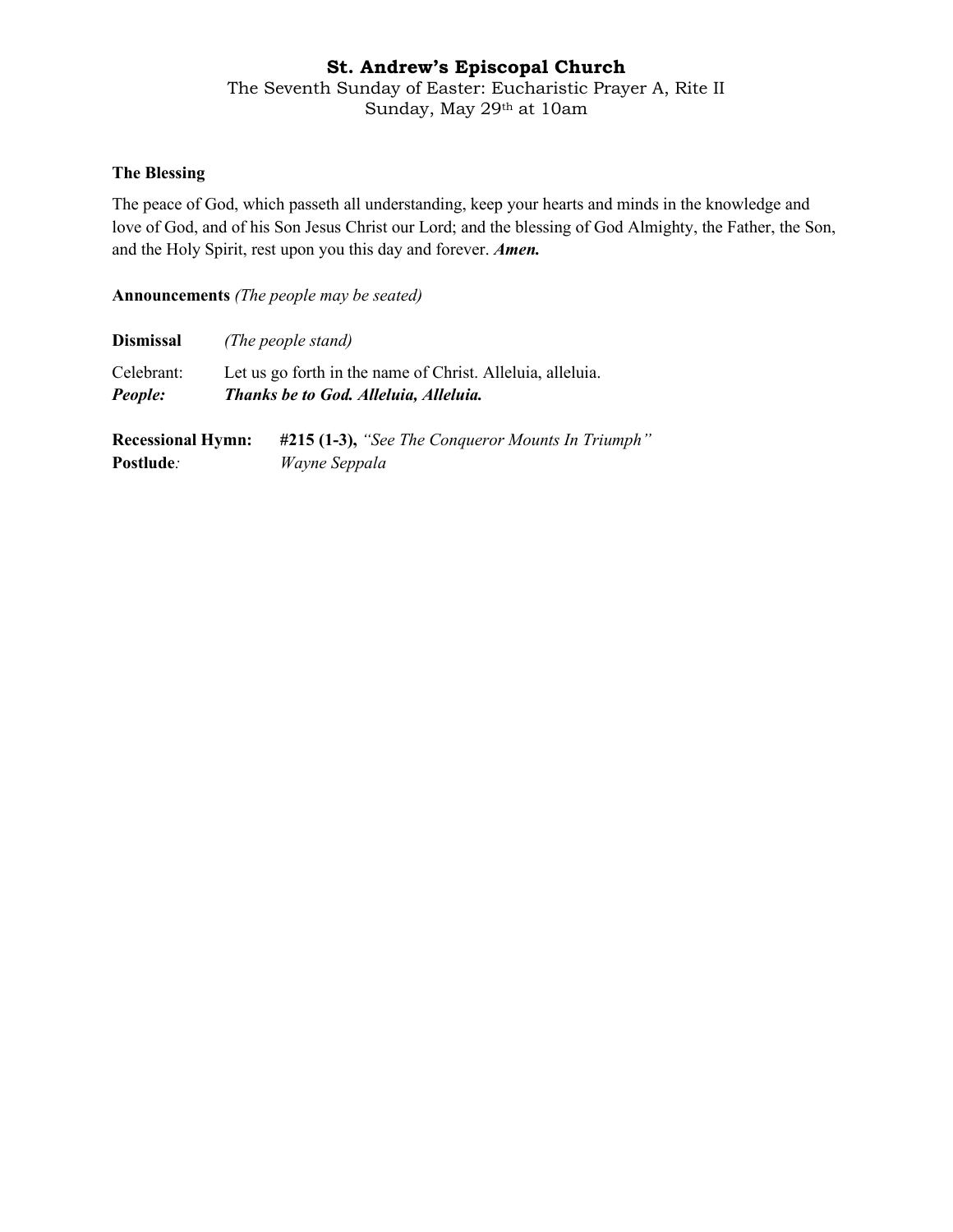**St. Andrew's Episcopal Church**
The Seventh Sunday of Easter: Eucharistic Prayer A, Rite II
Sunday, May 29th at 10am

**The Blessing**

The peace of God, which passeth all understanding, keep your hearts and minds in the knowledge and love of God, and of his Son Jesus Christ our Lord; and the blessing of God Almighty, the Father, the Son, and the Holy Spirit, rest upon you this day and forever. ***Amen.***

**Announcements** *(The people may be seated)*

**Dismissal** *(The people stand)*

Celebrant: Let us go forth in the name of Christ. Alleluia, alleluia.
***People:*** ***Thanks be to God. Alleluia, Alleluia.***

**Recessional Hymn:** **#215 (1-3),** *"See The Conqueror Mounts In Triumph"*
**Postlude**: *Wayne Seppala*